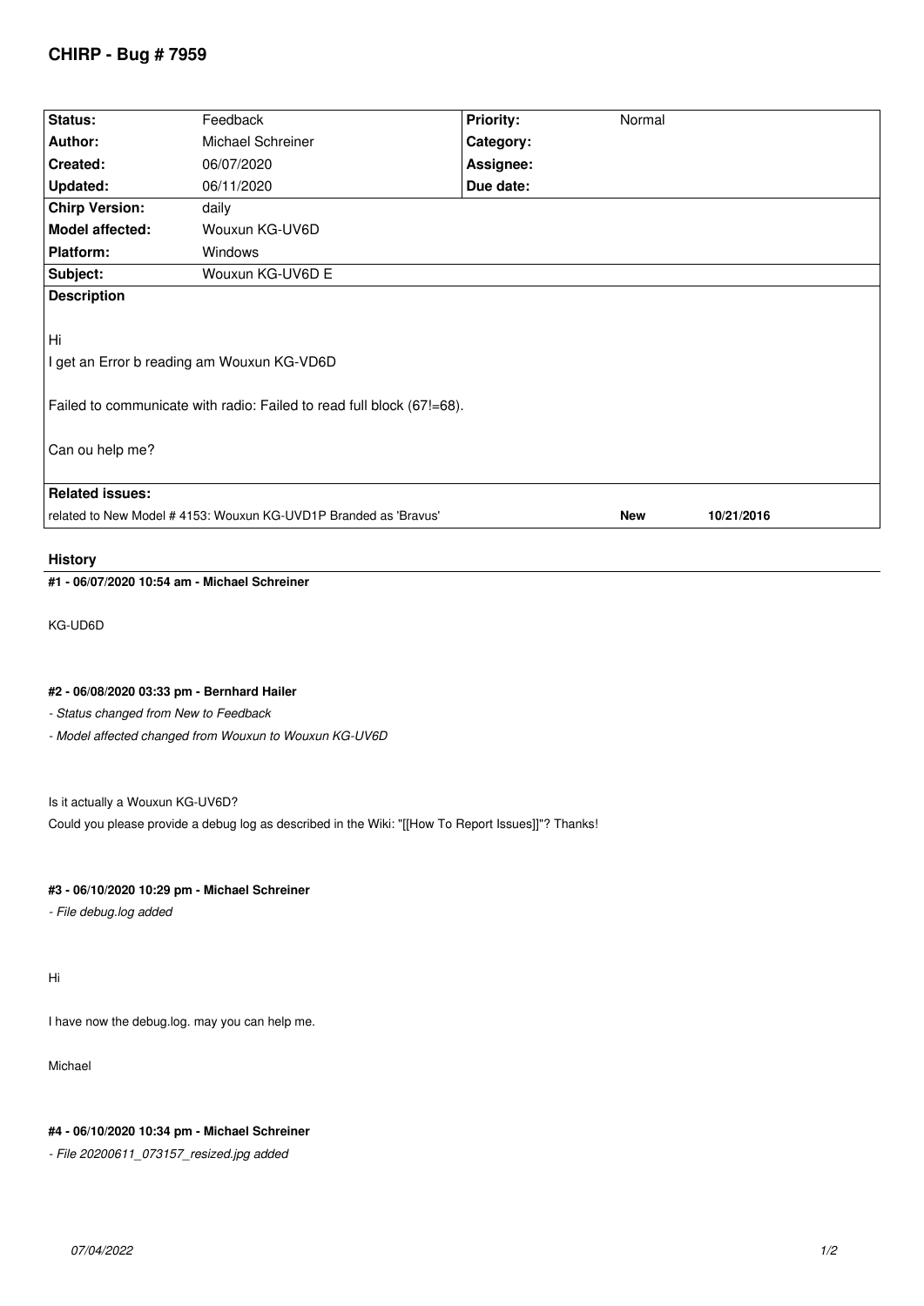# CHIRP - Bug # 7959

| Status: | Feedback | Priority: | Normal |
|---|---|---|---|
| Author: | Michael Schreiner | Category: | |
| Created: | 06/07/2020 | Assignee: | |
| Updated: | 06/11/2020 | Due date: | |
| Chirp Version: | daily | | |
| Model affected: | Wouxun KG-UV6D | | |
| Platform: | Windows | | |
| Subject: | Wouxun KG-UV6D E | | |

**Description**

Hi

I get an Error b reading am Wouxun KG-VD6D

Failed to communicate with radio: Failed to read full block (67!=68).

Can ou help me?

**Related issues:**

| related to New Model # 4153: Wouxun KG-UVD1P Branded as 'Bravus' | New | 10/21/2016 |
|---|---|---|

## History

### #1 - 06/07/2020 10:54 am - Michael Schreiner

KG-UD6D

### #2 - 06/08/2020 03:33 pm - Bernhard Hailer

*- Status changed from New to Feedback*

*- Model affected changed from Wouxun to Wouxun KG-UV6D*

Is it actually a Wouxun KG-UV6D?

Could you please provide a debug log as described in the Wiki: "[[How To Report Issues]]"? Thanks!

### #3 - 06/10/2020 10:29 pm - Michael Schreiner

*- File debug.log added*

Hi

I have now the debug.log. may you can help me.

Michael

### #4 - 06/10/2020 10:34 pm - Michael Schreiner

*- File 20200611_073157_resized.jpg added*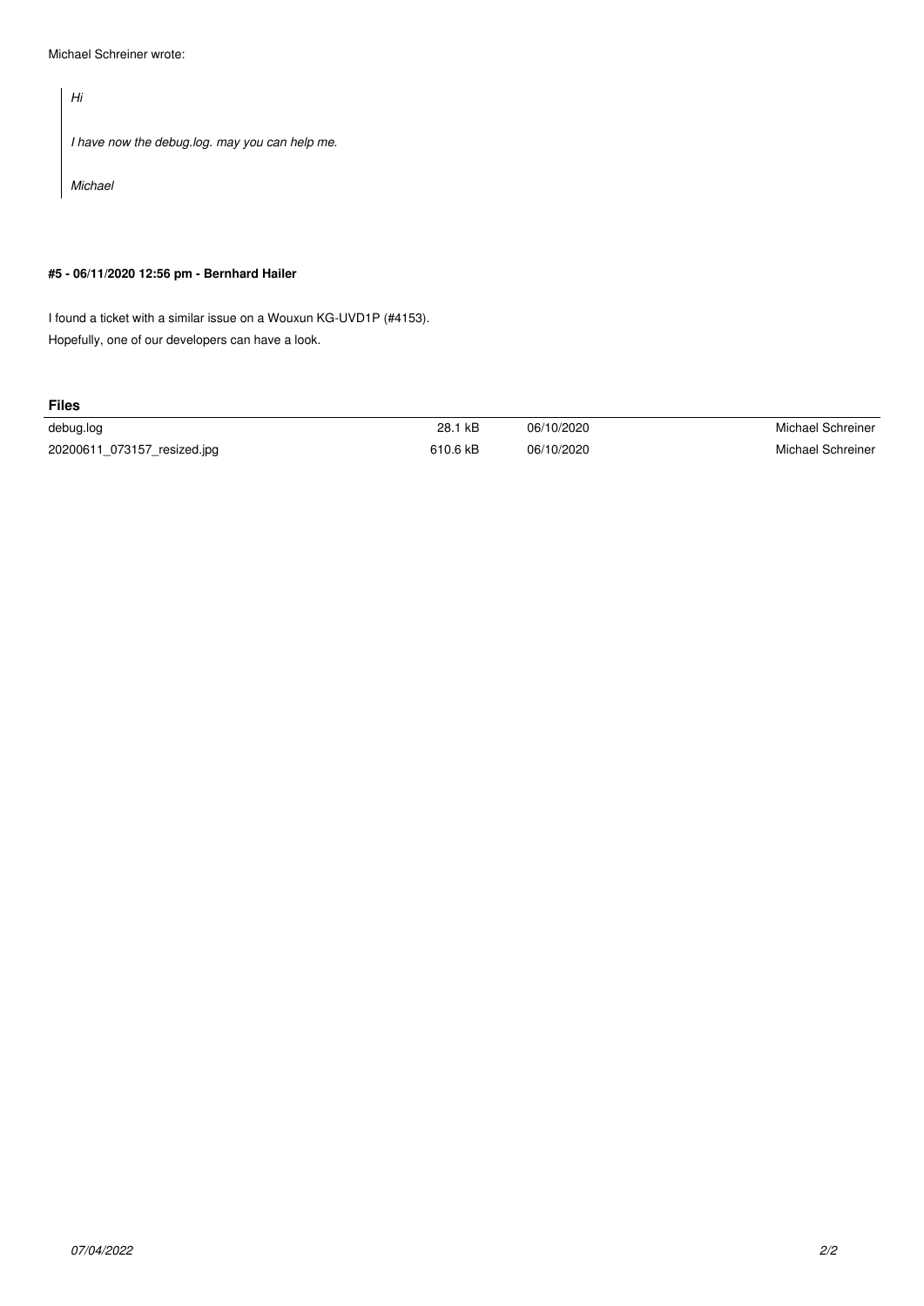Michael Schreiner wrote:

> *Hi*
>
> *I have now the debug.log. may you can help me.*
>
> *Michael*

#### #5 - 06/11/2020 12:56 pm - Bernhard Hailer

I found a ticket with a similar issue on a Wouxun KG-UVD1P (#4153).
Hopefully, one of our developers can have a look.

### Files

| | | | |
|---|---|---|---|
| debug.log | 28.1 kB | 06/10/2020 | Michael Schreiner |
| 20200611_073157_resized.jpg | 610.6 kB | 06/10/2020 | Michael Schreiner |